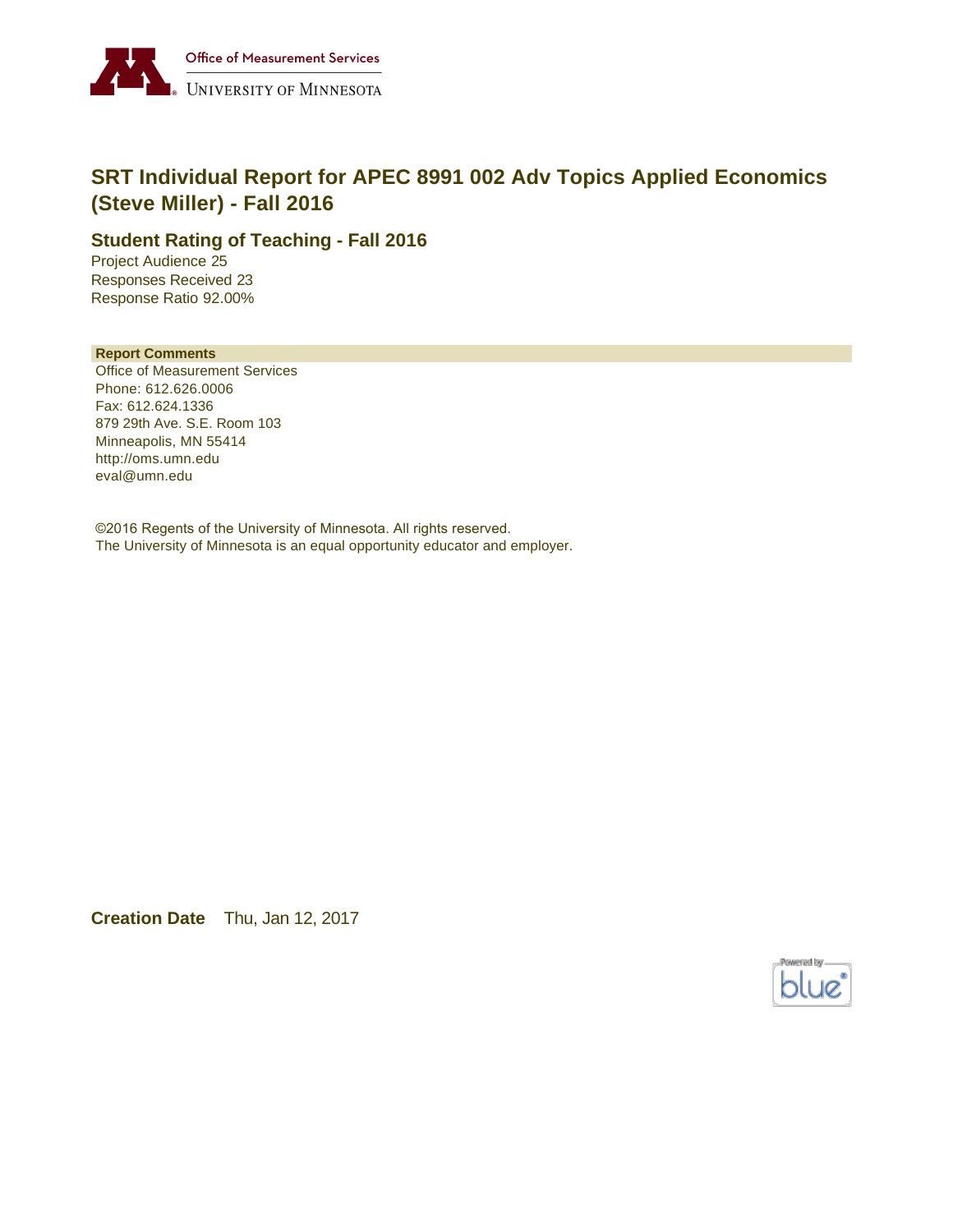Office of Measurement Services
UNIVERSITY OF MINNESOTA

# SRT Individual Report for APEC 8991 002 Adv Topics Applied Economics (Steve Miller) - Fall 2016

## Student Rating of Teaching - Fall 2016

Project Audience 25
Responses Received 23
Response Ratio 92.00%

**Report Comments**

Office of Measurement Services
Phone: 612.626.0006
Fax: 612.624.1336
879 29th Ave. S.E. Room 103
Minneapolis, MN 55414
http://oms.umn.edu
eval@umn.edu

©2016 Regents of the University of Minnesota. All rights reserved.
The University of Minnesota is an equal opportunity educator and employer.

**Creation Date** Thu, Jan 12, 2017

Powered by blue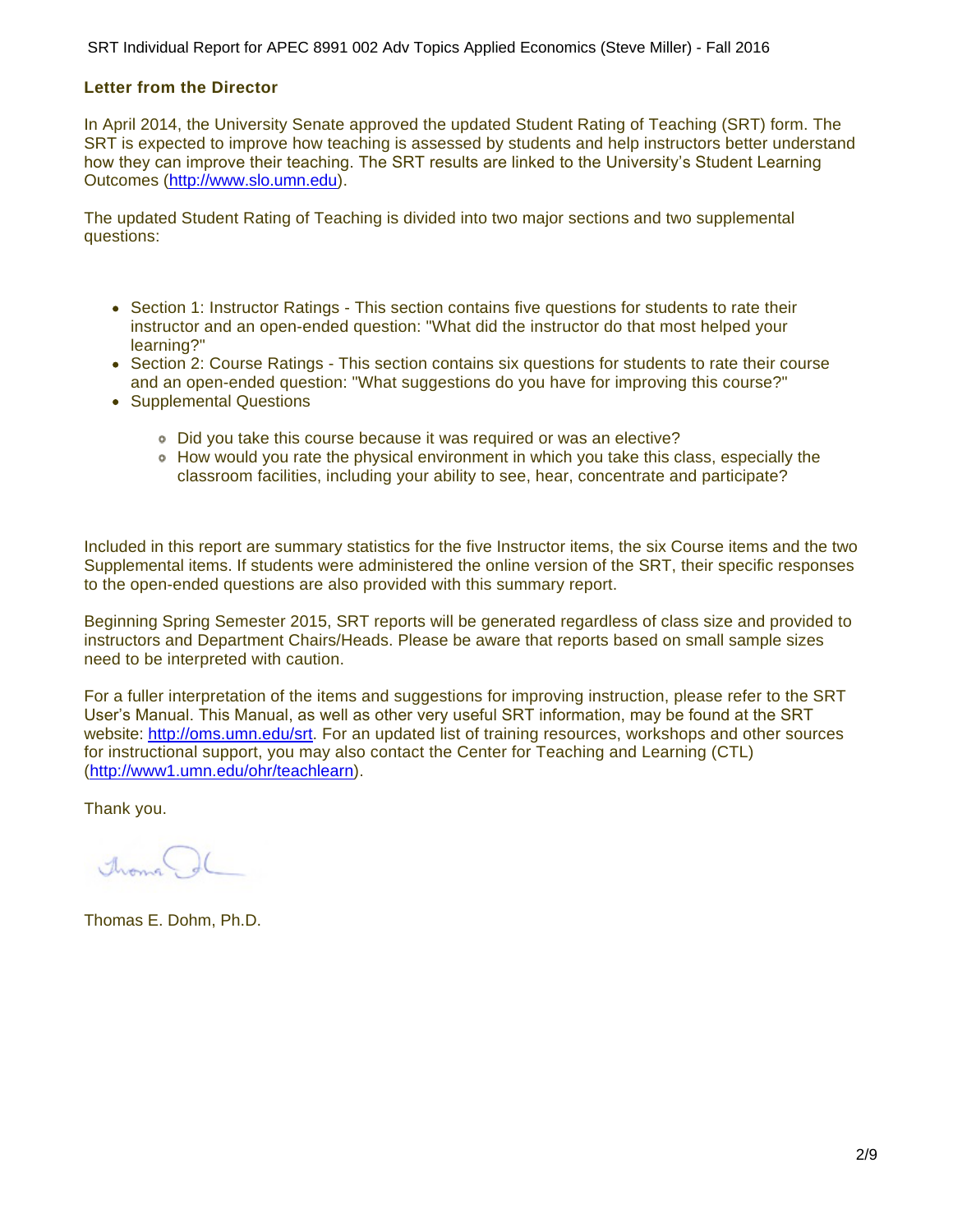## Letter from the Director

In April 2014, the University Senate approved the updated Student Rating of Teaching (SRT) form. The SRT is expected to improve how teaching is assessed by students and help instructors better understand how they can improve their teaching. The SRT results are linked to the University's Student Learning Outcomes (http://www.slo.umn.edu).

The updated Student Rating of Teaching is divided into two major sections and two supplemental questions:

- Section 1: Instructor Ratings - This section contains five questions for students to rate their instructor and an open-ended question: "What did the instructor do that most helped your learning?"
- Section 2: Course Ratings - This section contains six questions for students to rate their course and an open-ended question: "What suggestions do you have for improving this course?"
- Supplemental Questions
  - Did you take this course because it was required or was an elective?
  - How would you rate the physical environment in which you take this class, especially the classroom facilities, including your ability to see, hear, concentrate and participate?

Included in this report are summary statistics for the five Instructor items, the six Course items and the two Supplemental items. If students were administered the online version of the SRT, their specific responses to the open-ended questions are also provided with this summary report.

Beginning Spring Semester 2015, SRT reports will be generated regardless of class size and provided to instructors and Department Chairs/Heads. Please be aware that reports based on small sample sizes need to be interpreted with caution.

For a fuller interpretation of the items and suggestions for improving instruction, please refer to the SRT User's Manual. This Manual, as well as other very useful SRT information, may be found at the SRT website: http://oms.umn.edu/srt. For an updated list of training resources, workshops and other sources for instructional support, you may also contact the Center for Teaching and Learning (CTL) (http://www1.umn.edu/ohr/teachlearn).

Thank you.

Thomas E. Dohm, Ph.D.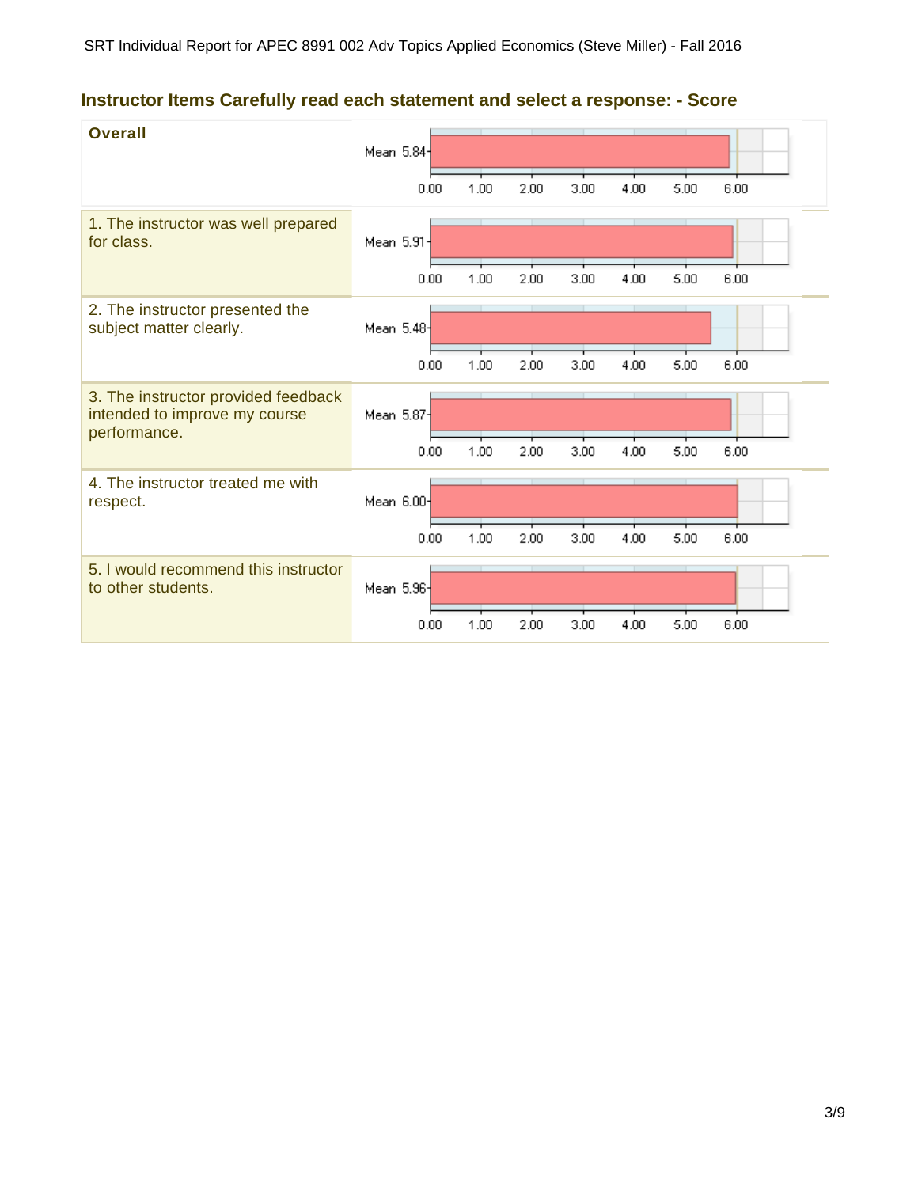SRT Individual Report for APEC 8991 002 Adv Topics Applied Economics (Steve Miller) - Fall 2016

## Instructor Items Carefully read each statement and select a response: - Score

| Item | Mean |
| --- | --- |
| **Overall** | 5.84 |
| 1. The instructor was well prepared for class. | 5.91 |
| 2. The instructor presented the subject matter clearly. | 5.48 |
| 3. The instructor provided feedback intended to improve my course performance. | 5.87 |
| 4. The instructor treated me with respect. | 6.00 |
| 5. I would recommend this instructor to other students. | 5.96 |

Scale: 0.00 – 6.00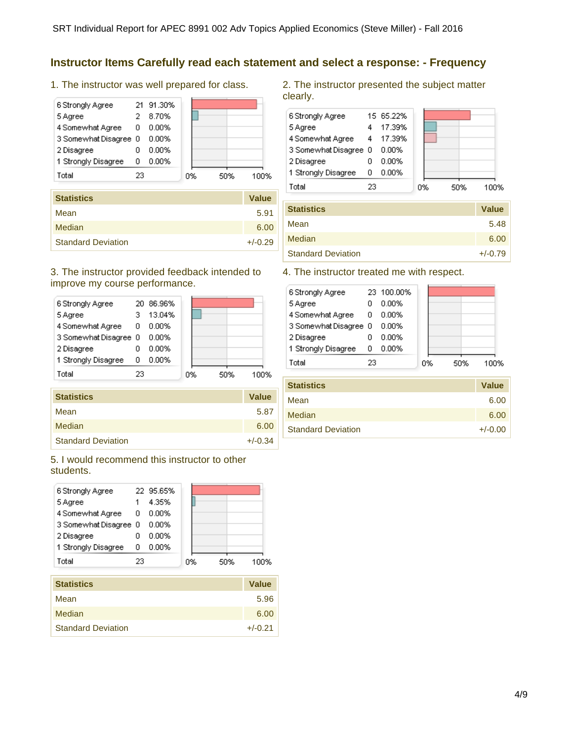## Instructor Items Carefully read each statement and select a response: - Frequency

### 1. The instructor was well prepared for class.

| Response | Count | Percent |
|---|---|---|
| 6 Strongly Agree | 21 | 91.30% |
| 5 Agree | 2 | 8.70% |
| 4 Somewhat Agree | 0 | 0.00% |
| 3 Somewhat Disagree | 0 | 0.00% |
| 2 Disagree | 0 | 0.00% |
| 1 Strongly Disagree | 0 | 0.00% |
| Total | 23 | |

| Statistics | Value |
|---|---|
| Mean | 5.91 |
| Median | 6.00 |
| Standard Deviation | +/-0.29 |

### 2. The instructor presented the subject matter clearly.

| Response | Count | Percent |
|---|---|---|
| 6 Strongly Agree | 15 | 65.22% |
| 5 Agree | 4 | 17.39% |
| 4 Somewhat Agree | 4 | 17.39% |
| 3 Somewhat Disagree | 0 | 0.00% |
| 2 Disagree | 0 | 0.00% |
| 1 Strongly Disagree | 0 | 0.00% |
| Total | 23 | |

| Statistics | Value |
|---|---|
| Mean | 5.48 |
| Median | 6.00 |
| Standard Deviation | +/-0.79 |

### 3. The instructor provided feedback intended to improve my course performance.

| Response | Count | Percent |
|---|---|---|
| 6 Strongly Agree | 20 | 86.96% |
| 5 Agree | 3 | 13.04% |
| 4 Somewhat Agree | 0 | 0.00% |
| 3 Somewhat Disagree | 0 | 0.00% |
| 2 Disagree | 0 | 0.00% |
| 1 Strongly Disagree | 0 | 0.00% |
| Total | 23 | |

| Statistics | Value |
|---|---|
| Mean | 5.87 |
| Median | 6.00 |
| Standard Deviation | +/-0.34 |

### 4. The instructor treated me with respect.

| Response | Count | Percent |
|---|---|---|
| 6 Strongly Agree | 23 | 100.00% |
| 5 Agree | 0 | 0.00% |
| 4 Somewhat Agree | 0 | 0.00% |
| 3 Somewhat Disagree | 0 | 0.00% |
| 2 Disagree | 0 | 0.00% |
| 1 Strongly Disagree | 0 | 0.00% |
| Total | 23 | |

| Statistics | Value |
|---|---|
| Mean | 6.00 |
| Median | 6.00 |
| Standard Deviation | +/-0.00 |

### 5. I would recommend this instructor to other students.

| Response | Count | Percent |
|---|---|---|
| 6 Strongly Agree | 22 | 95.65% |
| 5 Agree | 1 | 4.35% |
| 4 Somewhat Agree | 0 | 0.00% |
| 3 Somewhat Disagree | 0 | 0.00% |
| 2 Disagree | 0 | 0.00% |
| 1 Strongly Disagree | 0 | 0.00% |
| Total | 23 | |

| Statistics | Value |
|---|---|
| Mean | 5.96 |
| Median | 6.00 |
| Standard Deviation | +/-0.21 |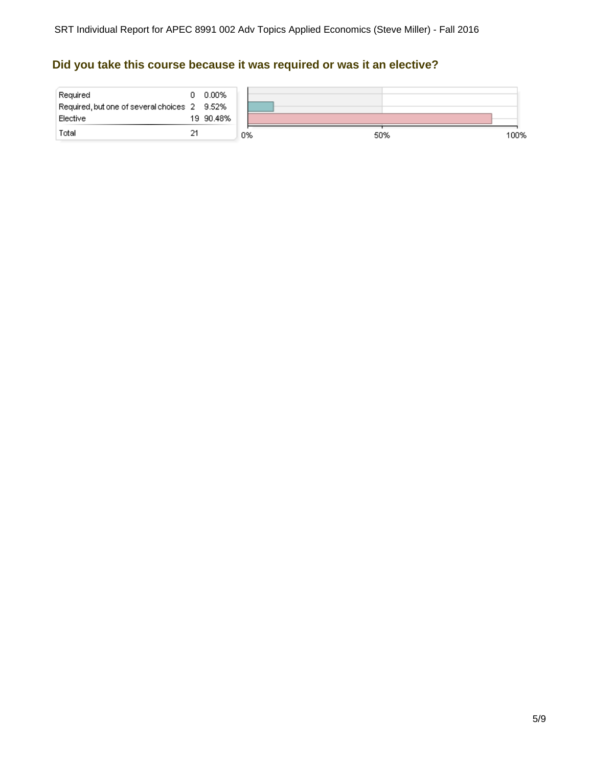## Did you take this course because it was required or was it an elective?

| Response | Count | Percent |
|---|---|---|
| Required | 0 | 0.00% |
| Required, but one of several choices | 2 | 9.52% |
| Elective | 19 | 90.48% |
| Total | 21 | |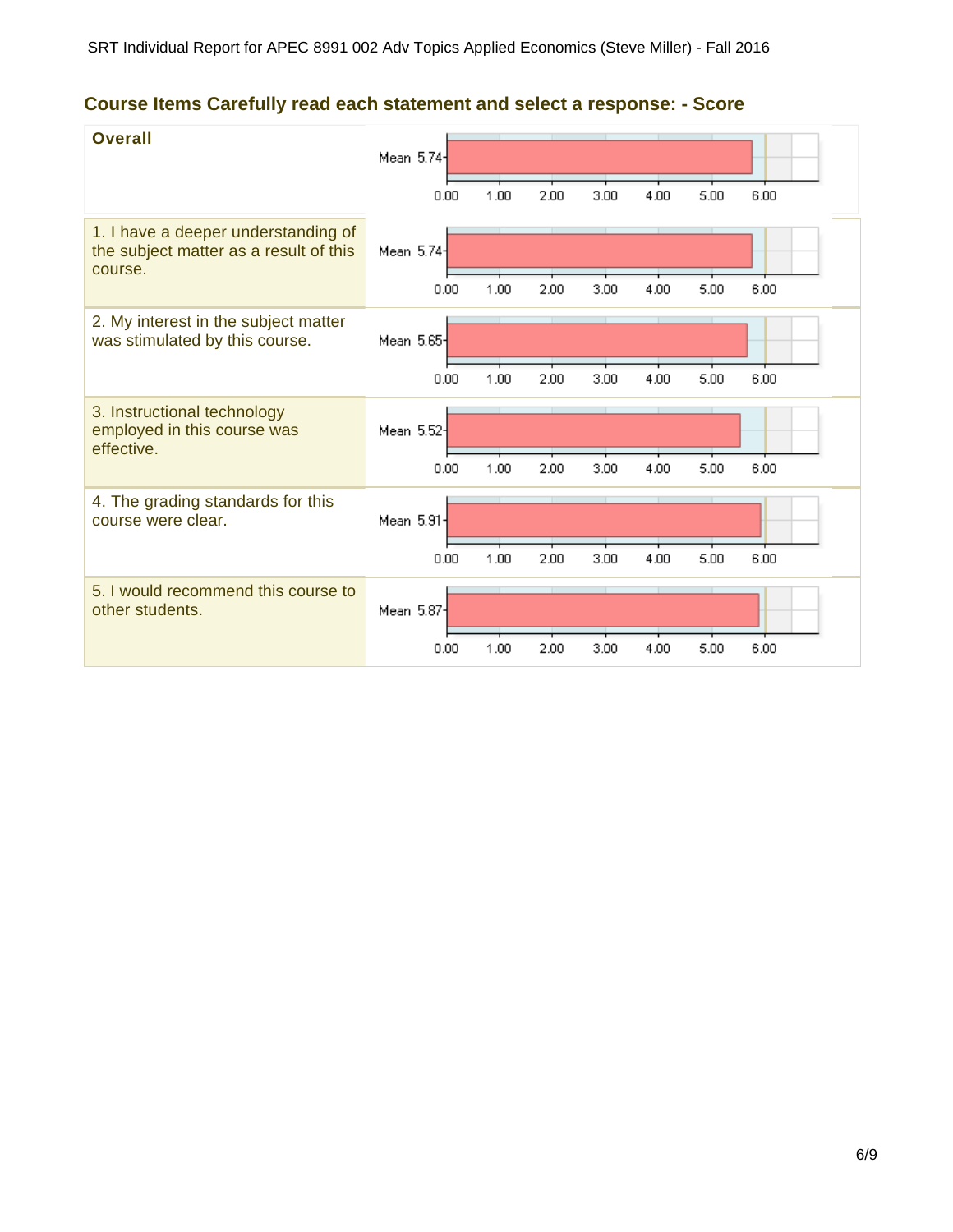## Course Items Carefully read each statement and select a response: - Score

| Item | Mean |
|---|---|
| **Overall** | 5.74 |
| 1. I have a deeper understanding of the subject matter as a result of this course. | 5.74 |
| 2. My interest in the subject matter was stimulated by this course. | 5.65 |
| 3. Instructional technology employed in this course was effective. | 5.52 |
| 4. The grading standards for this course were clear. | 5.91 |
| 5. I would recommend this course to other students. | 5.87 |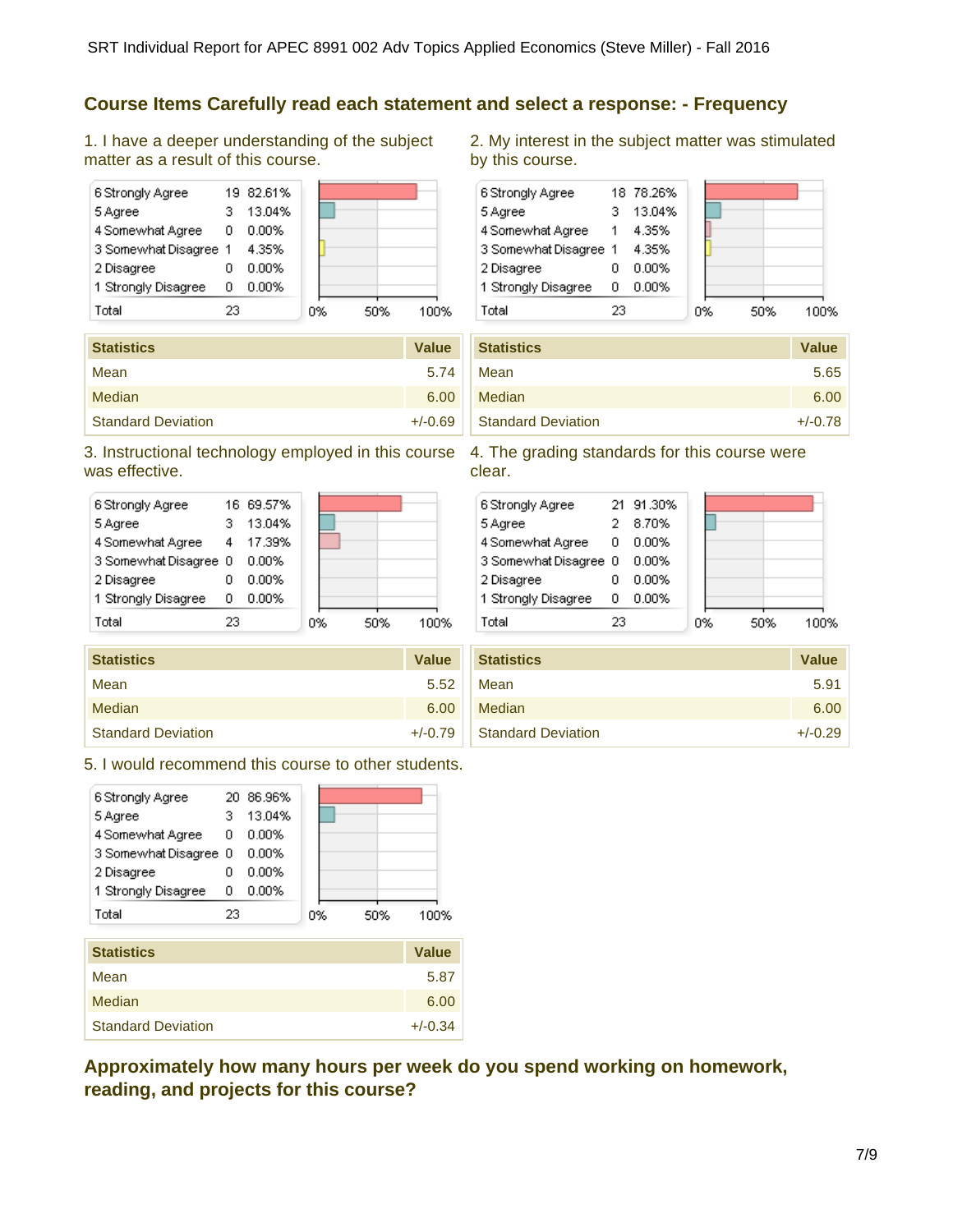## Course Items Carefully read each statement and select a response: - Frequency

1. I have a deeper understanding of the subject matter as a result of this course.

| Response | Count | Percent |
|---|---|---|
| 6 Strongly Agree | 19 | 82.61% |
| 5 Agree | 3 | 13.04% |
| 4 Somewhat Agree | 0 | 0.00% |
| 3 Somewhat Disagree | 1 | 4.35% |
| 2 Disagree | 0 | 0.00% |
| 1 Strongly Disagree | 0 | 0.00% |
| Total | 23 | |

| Statistics | Value |
|---|---|
| Mean | 5.74 |
| Median | 6.00 |
| Standard Deviation | +/-0.69 |

2. My interest in the subject matter was stimulated by this course.

| Response | Count | Percent |
|---|---|---|
| 6 Strongly Agree | 18 | 78.26% |
| 5 Agree | 3 | 13.04% |
| 4 Somewhat Agree | 1 | 4.35% |
| 3 Somewhat Disagree | 1 | 4.35% |
| 2 Disagree | 0 | 0.00% |
| 1 Strongly Disagree | 0 | 0.00% |
| Total | 23 | |

| Statistics | Value |
|---|---|
| Mean | 5.65 |
| Median | 6.00 |
| Standard Deviation | +/-0.78 |

3. Instructional technology employed in this course was effective.

| Response | Count | Percent |
|---|---|---|
| 6 Strongly Agree | 16 | 69.57% |
| 5 Agree | 3 | 13.04% |
| 4 Somewhat Agree | 4 | 17.39% |
| 3 Somewhat Disagree | 0 | 0.00% |
| 2 Disagree | 0 | 0.00% |
| 1 Strongly Disagree | 0 | 0.00% |
| Total | 23 | |

| Statistics | Value |
|---|---|
| Mean | 5.52 |
| Median | 6.00 |
| Standard Deviation | +/-0.79 |

4. The grading standards for this course were clear.

| Response | Count | Percent |
|---|---|---|
| 6 Strongly Agree | 21 | 91.30% |
| 5 Agree | 2 | 8.70% |
| 4 Somewhat Agree | 0 | 0.00% |
| 3 Somewhat Disagree | 0 | 0.00% |
| 2 Disagree | 0 | 0.00% |
| 1 Strongly Disagree | 0 | 0.00% |
| Total | 23 | |

| Statistics | Value |
|---|---|
| Mean | 5.91 |
| Median | 6.00 |
| Standard Deviation | +/-0.29 |

5. I would recommend this course to other students.

| Response | Count | Percent |
|---|---|---|
| 6 Strongly Agree | 20 | 86.96% |
| 5 Agree | 3 | 13.04% |
| 4 Somewhat Agree | 0 | 0.00% |
| 3 Somewhat Disagree | 0 | 0.00% |
| 2 Disagree | 0 | 0.00% |
| 1 Strongly Disagree | 0 | 0.00% |
| Total | 23 | |

| Statistics | Value |
|---|---|
| Mean | 5.87 |
| Median | 6.00 |
| Standard Deviation | +/-0.34 |

## Approximately how many hours per week do you spend working on homework, reading, and projects for this course?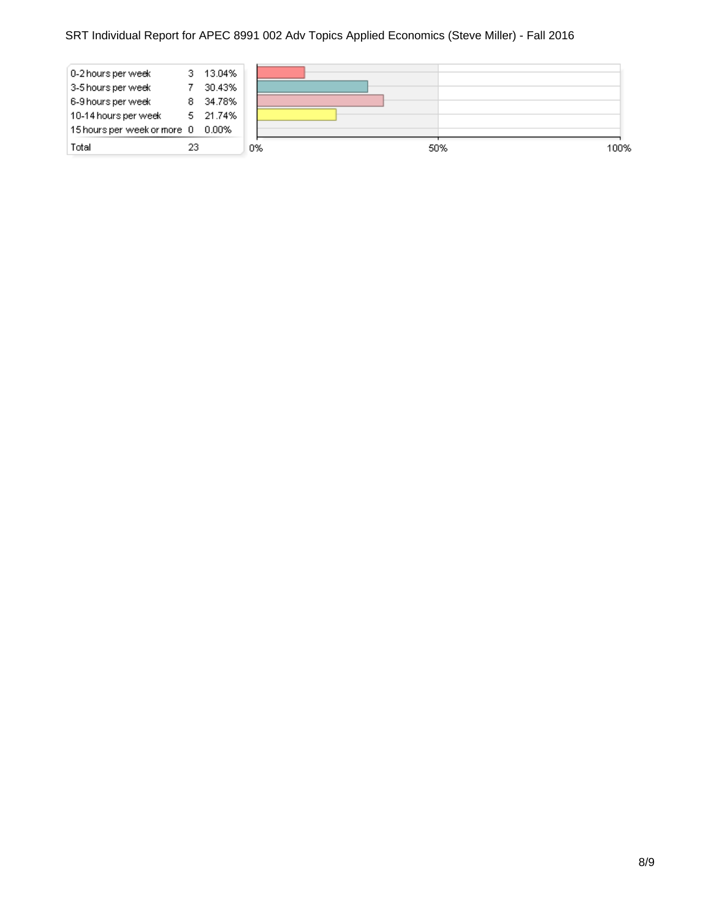| Response | Count | Percent |
|---|---|---|
| 0-2 hours per week | 3 | 13.04% |
| 3-5 hours per week | 7 | 30.43% |
| 6-9 hours per week | 8 | 34.78% |
| 10-14 hours per week | 5 | 21.74% |
| 15 hours per week or more | 0 | 0.00% |
| Total | 23 | |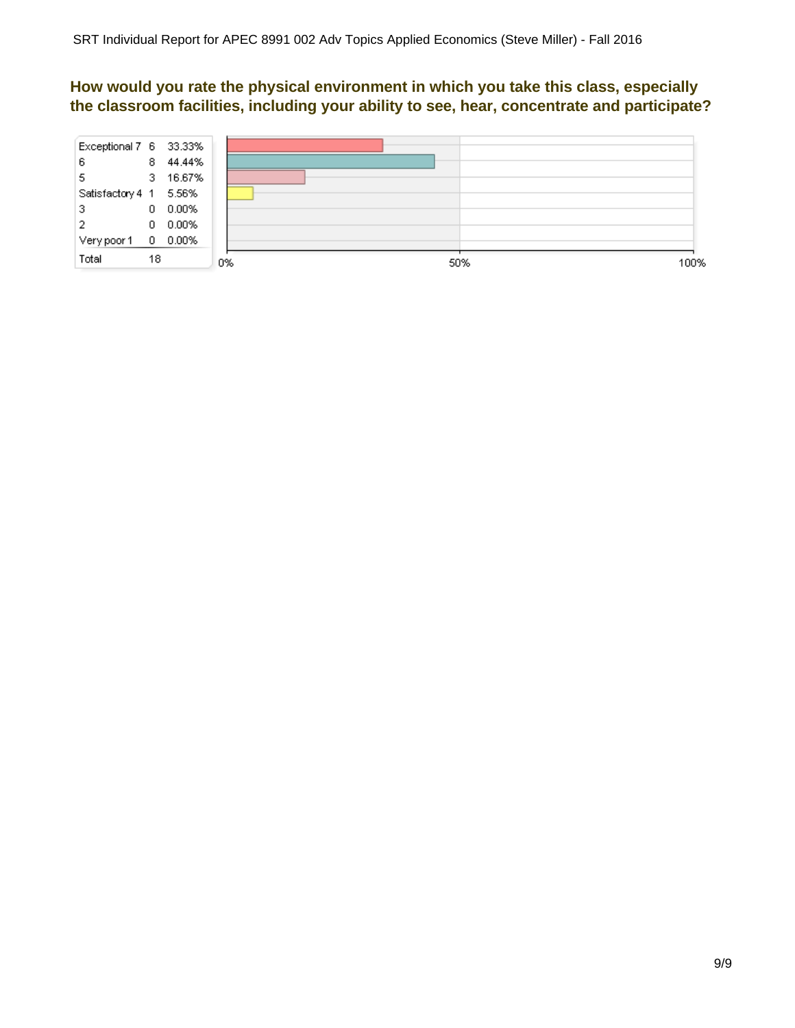## How would you rate the physical environment in which you take this class, especially the classroom facilities, including your ability to see, hear, concentrate and participate?

| | | |
|---|---|---|
| Exceptional 7 | 6 | 33.33% |
| 6 | 8 | 44.44% |
| 5 | 3 | 16.67% |
| Satisfactory 4 | 1 | 5.56% |
| 3 | 0 | 0.00% |
| 2 | 0 | 0.00% |
| Very poor 1 | 0 | 0.00% |
| Total | 18 | |

0%

50%

100%